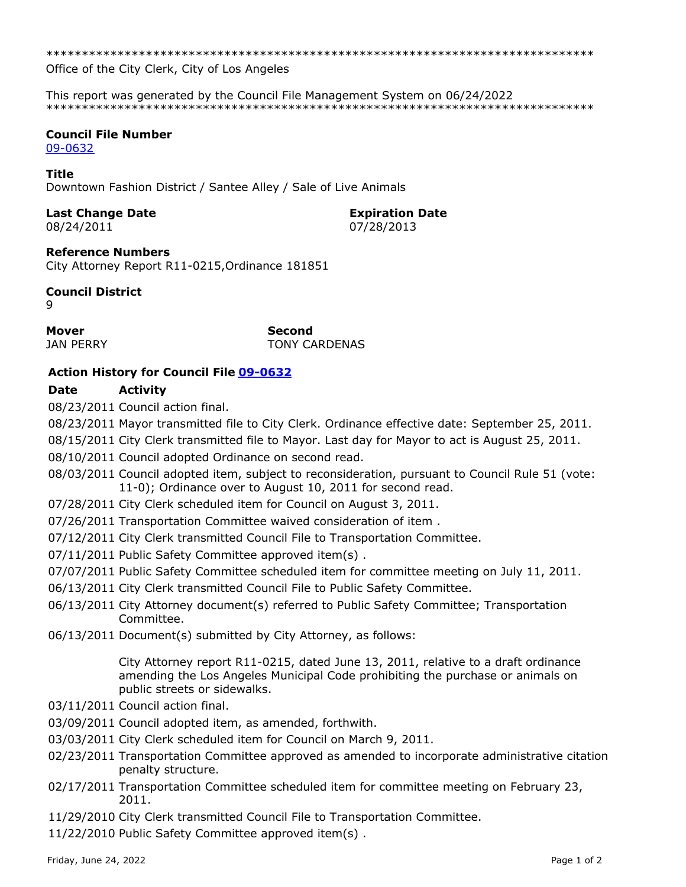*******************************************************************************

Office of the City Clerk, City of Los Angeles

This report was generated by the Council File Management System on 06/24/2022

*******************************************************************************

**Council File Number**

09-0632

**Title**

Downtown Fashion District / Santee Alley / Sale of Live Animals

**Last Change Date**

08/24/2011

**Expiration Date**

07/28/2013

**Reference Numbers**

City Attorney Report R11-0215,Ordinance 181851

**Council District**

9

**Mover**

JAN PERRY

**Second**

TONY CARDENAS

**Action History for Council File 09-0632**

| Date | Activity |
|---|---|
| 08/23/2011 | Council action final. |
| 08/23/2011 | Mayor transmitted file to City Clerk. Ordinance effective date: September 25, 2011. |
| 08/15/2011 | City Clerk transmitted file to Mayor. Last day for Mayor to act is August 25, 2011. |
| 08/10/2011 | Council adopted Ordinance on second read. |
| 08/03/2011 | Council adopted item, subject to reconsideration, pursuant to Council Rule 51 (vote: 11-0); Ordinance over to August 10, 2011 for second read. |
| 07/28/2011 | City Clerk scheduled item for Council on August 3, 2011. |
| 07/26/2011 | Transportation Committee waived consideration of item . |
| 07/12/2011 | City Clerk transmitted Council File to Transportation Committee. |
| 07/11/2011 | Public Safety Committee approved item(s) . |
| 07/07/2011 | Public Safety Committee scheduled item for committee meeting on July 11, 2011. |
| 06/13/2011 | City Clerk transmitted Council File to Public Safety Committee. |
| 06/13/2011 | City Attorney document(s) referred to Public Safety Committee; Transportation Committee. |
| 06/13/2011 | Document(s) submitted by City Attorney, as follows: City Attorney report R11-0215, dated June 13, 2011, relative to a draft ordinance amending the Los Angeles Municipal Code prohibiting the purchase or animals on public streets or sidewalks. |
| 03/11/2011 | Council action final. |
| 03/09/2011 | Council adopted item, as amended, forthwith. |
| 03/03/2011 | City Clerk scheduled item for Council on March 9, 2011. |
| 02/23/2011 | Transportation Committee approved as amended to incorporate administrative citation penalty structure. |
| 02/17/2011 | Transportation Committee scheduled item for committee meeting on February 23, 2011. |
| 11/29/2010 | City Clerk transmitted Council File to Transportation Committee. |
| 11/22/2010 | Public Safety Committee approved item(s) . |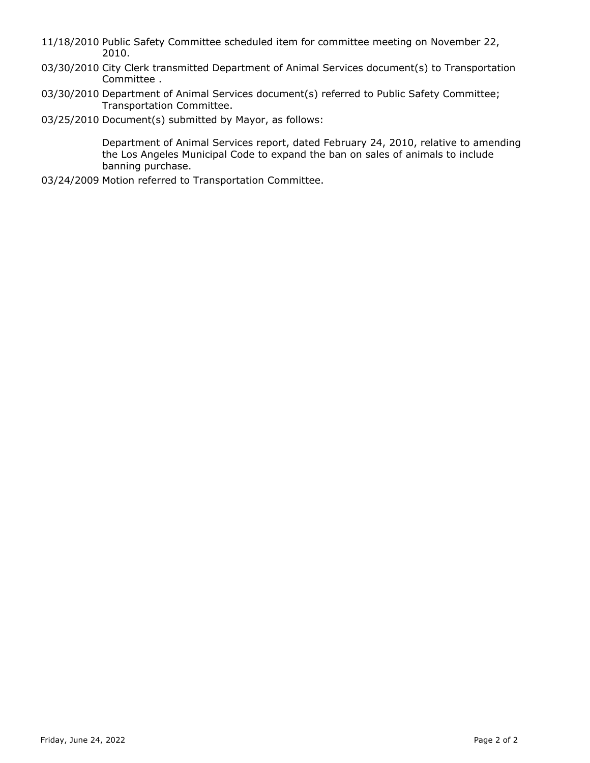11/18/2010 Public Safety Committee scheduled item for committee meeting on November 22, 2010.

03/30/2010 City Clerk transmitted Department of Animal Services document(s) to Transportation Committee .

03/30/2010 Department of Animal Services document(s) referred to Public Safety Committee; Transportation Committee.

03/25/2010 Document(s) submitted by Mayor, as follows:

Department of Animal Services report, dated February 24, 2010, relative to amending the Los Angeles Municipal Code to expand the ban on sales of animals to include banning purchase.

03/24/2009 Motion referred to Transportation Committee.